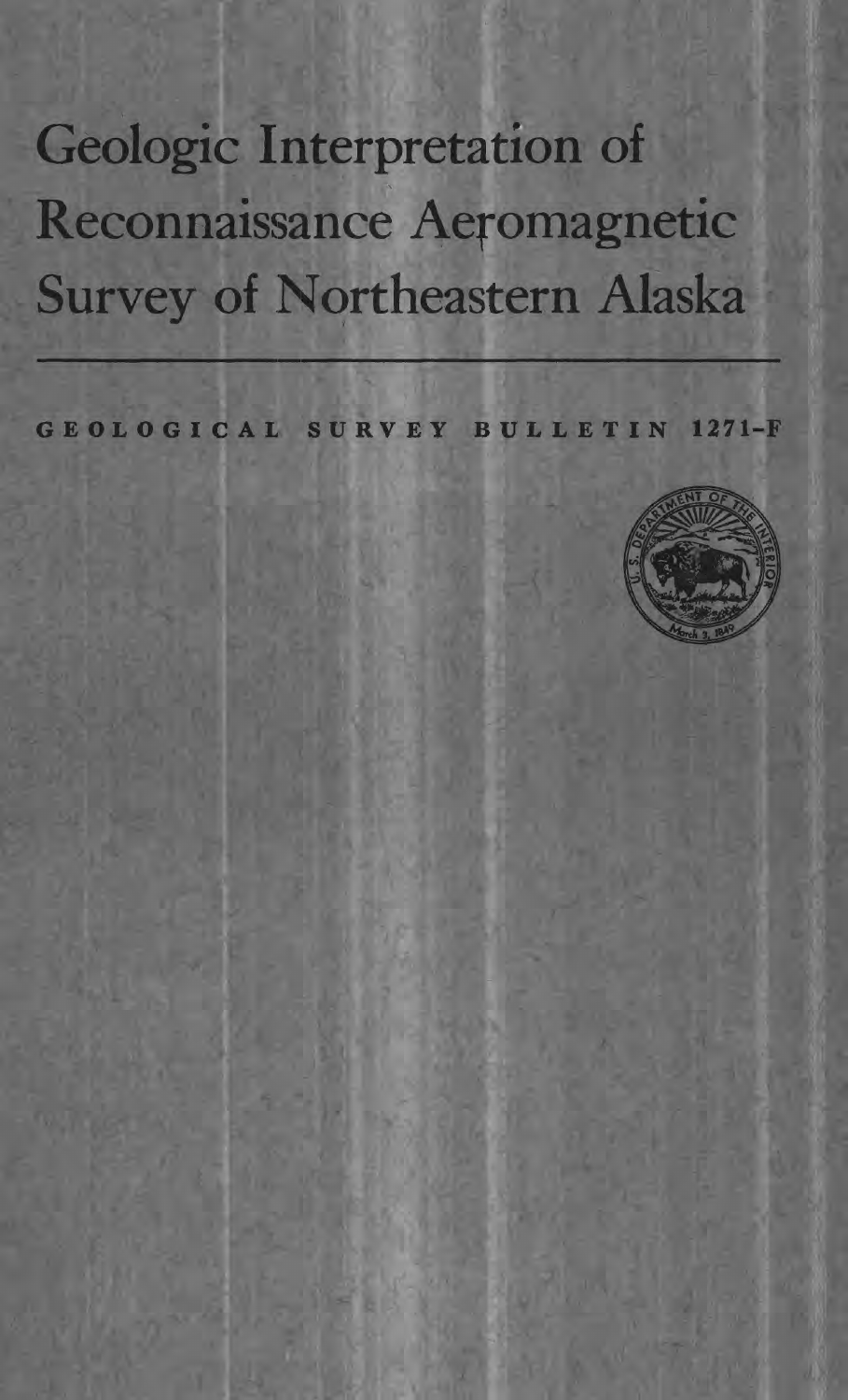# Geologic Interpretation of Reconnaissance Aeromagnetic Survey of Northeastern Alaska

GEOLOGICAL SURVEY BULLETIN 1271-F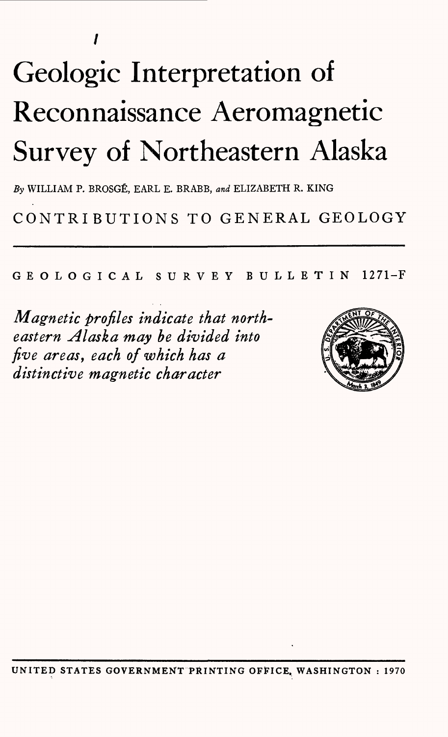# Geologic Interpretation of Reconnaissance Aeromagnetic Survey of Northeastern Alaska

*By* WILLIAM P. BROSGÉ, EARL E. BRABB, *and* ELIZABETH R. KING

CONTRIBUTIONS TO GENERAL GEOLOGY

GEOLOGICAL SURVEY BULLETIN 1271-F

*Magnetic profiles indicate that northeastern Alaska may be divided into five areas, each of which has a distinctive magnetic character*

UNITED STATES GOVERNMENT PRINTING OFFICE, WASHINGTON : 1970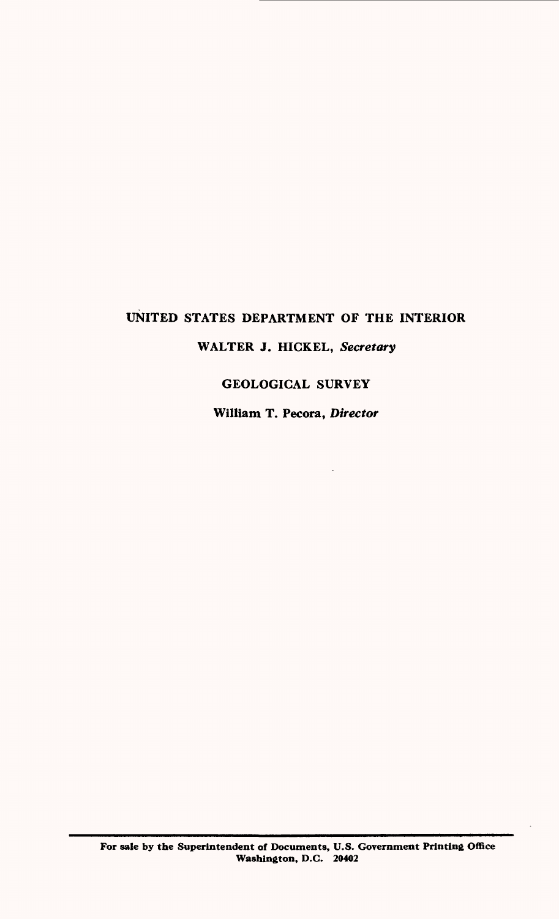UNITED STATES DEPARTMENT OF THE INTERIOR

WALTER J. HICKEL, *Secretary*

GEOLOGICAL SURVEY

William T. Pecora, *Director*

For sale by the Superintendent of Documents, U.S. Government Printing Office
Washington, D.C. 20402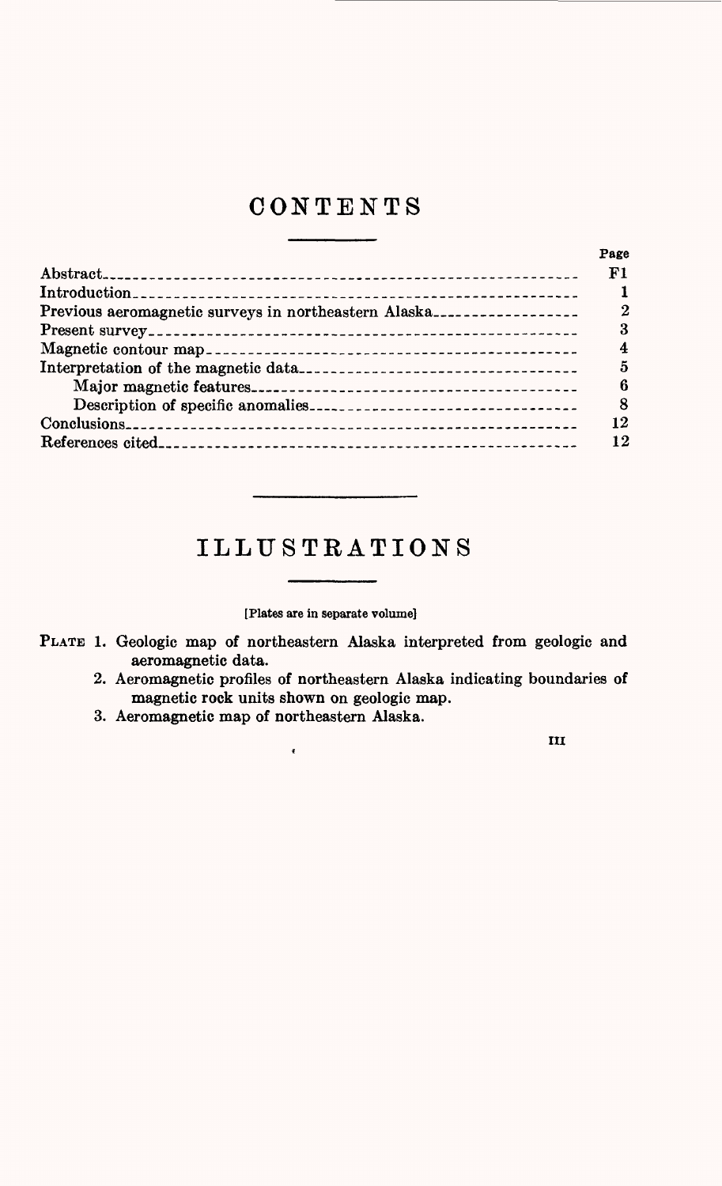# CONTENTS

| | Page |
|---|---|
| Abstract | F1 |
| Introduction | 1 |
| Previous aeromagnetic surveys in northeastern Alaska | 2 |
| Present survey | 3 |
| Magnetic contour map | 4 |
| Interpretation of the magnetic data | 5 |
| Major magnetic features | 6 |
| Description of specific anomalies | 8 |
| Conclusions | 12 |
| References cited | 12 |

# ILLUSTRATIONS

[Plates are in separate volume]

PLATE 1. Geologic map of northeastern Alaska interpreted from geologic and aeromagnetic data.

2. Aeromagnetic profiles of northeastern Alaska indicating boundaries of magnetic rock units shown on geologic map.

3. Aeromagnetic map of northeastern Alaska.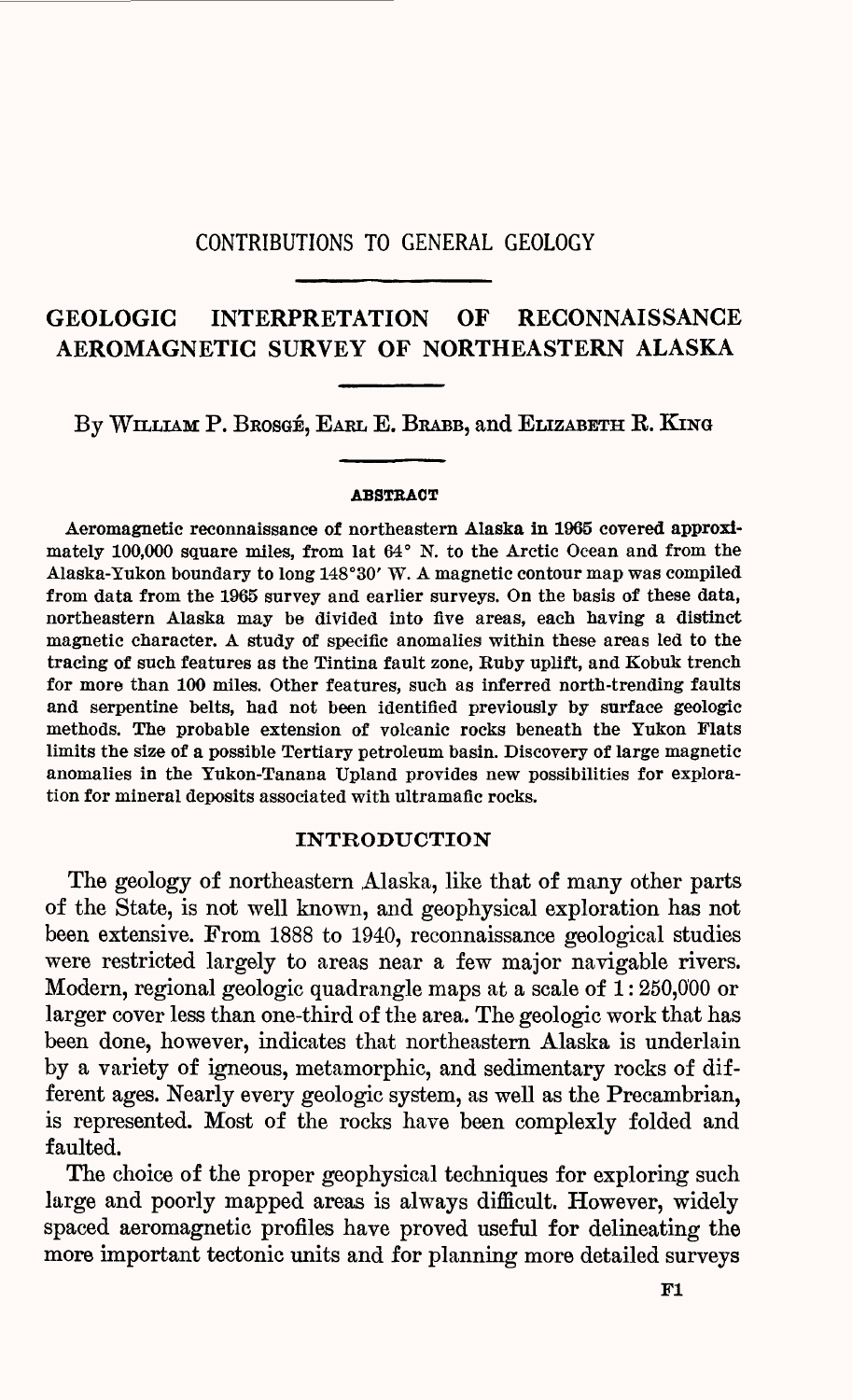# CONTRIBUTIONS TO GENERAL GEOLOGY

## GEOLOGIC INTERPRETATION OF RECONNAISSANCE AEROMAGNETIC SURVEY OF NORTHEASTERN ALASKA

By WILLIAM P. BROSGÉ, EARL E. BRABB, and ELIZABETH R. KING

### ABSTRACT

Aeromagnetic reconnaissance of northeastern Alaska in 1965 covered approximately 100,000 square miles, from lat 64° N. to the Arctic Ocean and from the Alaska-Yukon boundary to long 148°30′ W. A magnetic contour map was compiled from data from the 1965 survey and earlier surveys. On the basis of these data, northeastern Alaska may be divided into five areas, each having a distinct magnetic character. A study of specific anomalies within these areas led to the tracing of such features as the Tintina fault zone, Ruby uplift, and Kobuk trench for more than 100 miles. Other features, such as inferred north-trending faults and serpentine belts, had not been identified previously by surface geologic methods. The probable extension of volcanic rocks beneath the Yukon Flats limits the size of a possible Tertiary petroleum basin. Discovery of large magnetic anomalies in the Yukon-Tanana Upland provides new possibilities for exploration for mineral deposits associated with ultramafic rocks.

### INTRODUCTION

The geology of northeastern Alaska, like that of many other parts of the State, is not well known, and geophysical exploration has not been extensive. From 1888 to 1940, reconnaissance geological studies were restricted largely to areas near a few major navigable rivers. Modern, regional geologic quadrangle maps at a scale of 1 : 250,000 or larger cover less than one-third of the area. The geologic work that has been done, however, indicates that northeastern Alaska is underlain by a variety of igneous, metamorphic, and sedimentary rocks of different ages. Nearly every geologic system, as well as the Precambrian, is represented. Most of the rocks have been complexly folded and faulted.

The choice of the proper geophysical techniques for exploring such large and poorly mapped areas is always difficult. However, widely spaced aeromagnetic profiles have proved useful for delineating the more important tectonic units and for planning more detailed surveys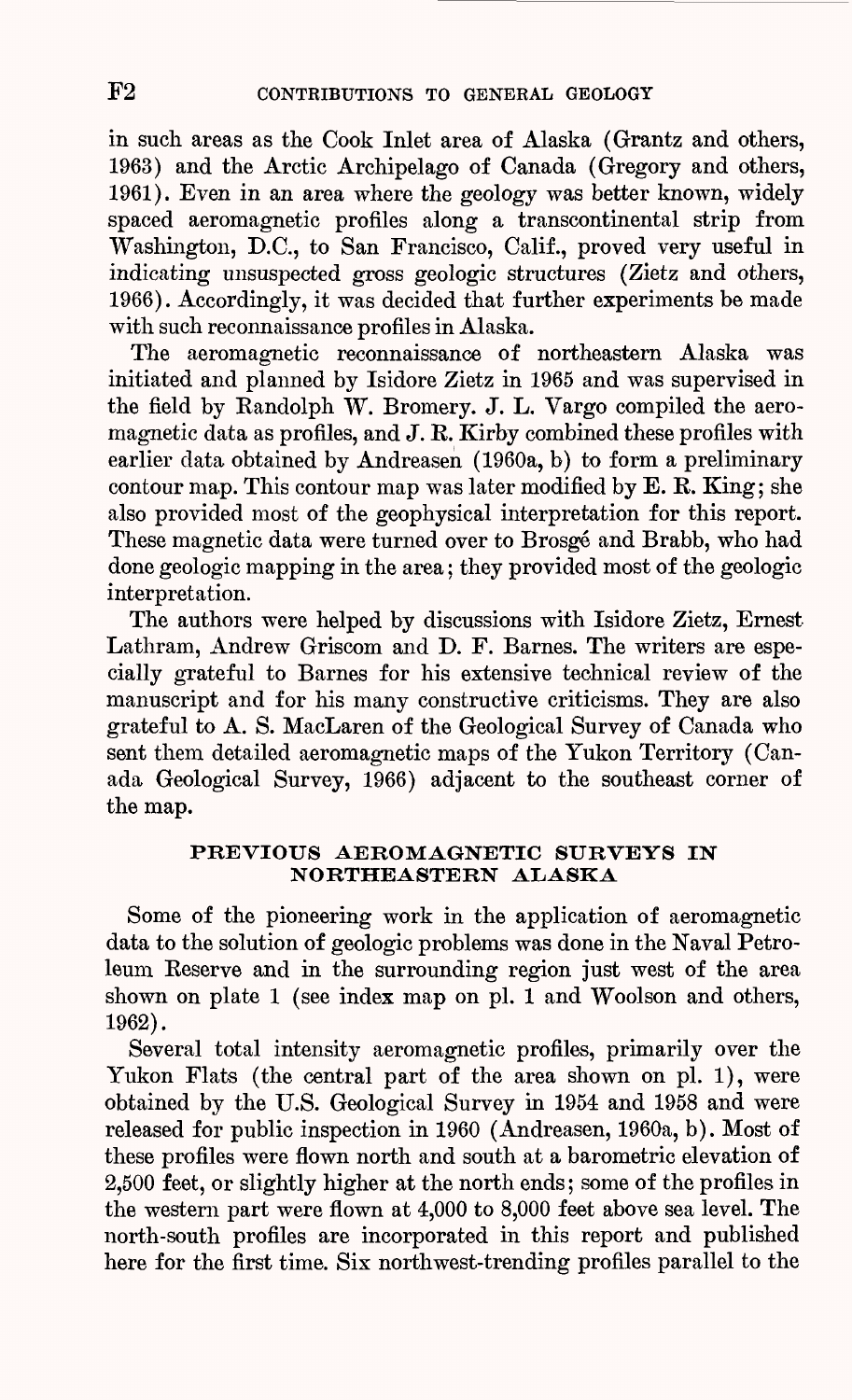in such areas as the Cook Inlet area of Alaska (Grantz and others, 1963) and the Arctic Archipelago of Canada (Gregory and others, 1961). Even in an area where the geology was better known, widely spaced aeromagnetic profiles along a transcontinental strip from Washington, D.C., to San Francisco, Calif., proved very useful in indicating unsuspected gross geologic structures (Zietz and others, 1966). Accordingly, it was decided that further experiments be made with such reconnaissance profiles in Alaska.

The aeromagnetic reconnaissance of northeastern Alaska was initiated and planned by Isidore Zietz in 1965 and was supervised in the field by Randolph W. Bromery. J. L. Vargo compiled the aeromagnetic data as profiles, and J. R. Kirby combined these profiles with earlier data obtained by Andreasen (1960a, b) to form a preliminary contour map. This contour map was later modified by E. R. King; she also provided most of the geophysical interpretation for this report. These magnetic data were turned over to Brosgé and Brabb, who had done geologic mapping in the area; they provided most of the geologic interpretation.

The authors were helped by discussions with Isidore Zietz, Ernest Lathram, Andrew Griscom and D. F. Barnes. The writers are especially grateful to Barnes for his extensive technical review of the manuscript and for his many constructive criticisms. They are also grateful to A. S. MacLaren of the Geological Survey of Canada who sent them detailed aeromagnetic maps of the Yukon Territory (Canada Geological Survey, 1966) adjacent to the southeast corner of the map.

## PREVIOUS AEROMAGNETIC SURVEYS IN NORTHEASTERN ALASKA

Some of the pioneering work in the application of aeromagnetic data to the solution of geologic problems was done in the Naval Petroleum Reserve and in the surrounding region just west of the area shown on plate 1 (see index map on pl. 1 and Woolson and others, 1962).

Several total intensity aeromagnetic profiles, primarily over the Yukon Flats (the central part of the area shown on pl. 1), were obtained by the U.S. Geological Survey in 1954 and 1958 and were released for public inspection in 1960 (Andreasen, 1960a, b). Most of these profiles were flown north and south at a barometric elevation of 2,500 feet, or slightly higher at the north ends; some of the profiles in the western part were flown at 4,000 to 8,000 feet above sea level. The north-south profiles are incorporated in this report and published here for the first time. Six northwest-trending profiles parallel to the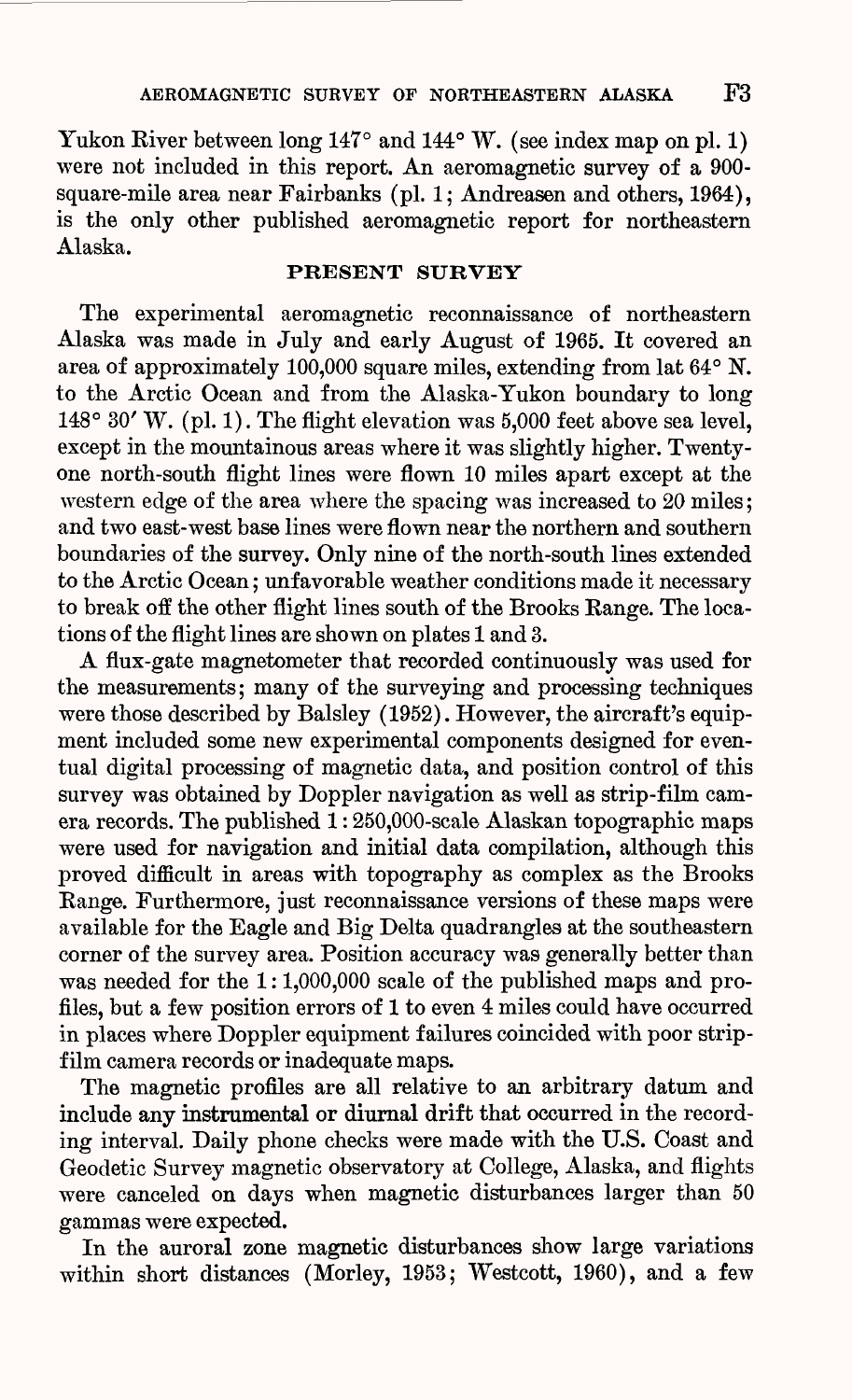Yukon River between long 147° and 144° W. (see index map on pl. 1) were not included in this report. An aeromagnetic survey of a 900-square-mile area near Fairbanks (pl. 1; Andreasen and others, 1964), is the only other published aeromagnetic report for northeastern Alaska.

## PRESENT SURVEY

The experimental aeromagnetic reconnaissance of northeastern Alaska was made in July and early August of 1965. It covered an area of approximately 100,000 square miles, extending from lat 64° N. to the Arctic Ocean and from the Alaska-Yukon boundary to long 148° 30′ W. (pl. 1). The flight elevation was 5,000 feet above sea level, except in the mountainous areas where it was slightly higher. Twenty-one north-south flight lines were flown 10 miles apart except at the western edge of the area where the spacing was increased to 20 miles; and two east-west base lines were flown near the northern and southern boundaries of the survey. Only nine of the north-south lines extended to the Arctic Ocean; unfavorable weather conditions made it necessary to break off the other flight lines south of the Brooks Range. The locations of the flight lines are shown on plates 1 and 3.

A flux-gate magnetometer that recorded continuously was used for the measurements; many of the surveying and processing techniques were those described by Balsley (1952). However, the aircraft's equipment included some new experimental components designed for eventual digital processing of magnetic data, and position control of this survey was obtained by Doppler navigation as well as strip-film camera records. The published 1:250,000-scale Alaskan topographic maps were used for navigation and initial data compilation, although this proved difficult in areas with topography as complex as the Brooks Range. Furthermore, just reconnaissance versions of these maps were available for the Eagle and Big Delta quadrangles at the southeastern corner of the survey area. Position accuracy was generally better than was needed for the 1:1,000,000 scale of the published maps and profiles, but a few position errors of 1 to even 4 miles could have occurred in places where Doppler equipment failures coincided with poor strip-film camera records or inadequate maps.

The magnetic profiles are all relative to an arbitrary datum and include any instrumental or diurnal drift that occurred in the recording interval. Daily phone checks were made with the U.S. Coast and Geodetic Survey magnetic observatory at College, Alaska, and flights were canceled on days when magnetic disturbances larger than 50 gammas were expected.

In the auroral zone magnetic disturbances show large variations within short distances (Morley, 1953; Westcott, 1960), and a few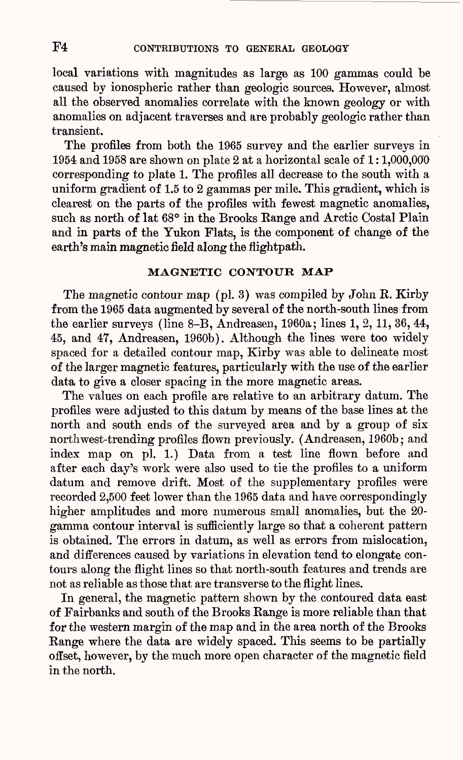local variations with magnitudes as large as 100 gammas could be caused by ionospheric rather than geologic sources. However, almost all the observed anomalies correlate with the known geology or with anomalies on adjacent traverses and are probably geologic rather than transient.

The profiles from both the 1965 survey and the earlier surveys in 1954 and 1958 are shown on plate 2 at a horizontal scale of 1:1,000,000 corresponding to plate 1. The profiles all decrease to the south with a uniform gradient of 1.5 to 2 gammas per mile. This gradient, which is clearest on the parts of the profiles with fewest magnetic anomalies, such as north of lat 68° in the Brooks Range and Arctic Costal Plain and in parts of the Yukon Flats, is the component of change of the earth's main magnetic field along the flightpath.

## MAGNETIC CONTOUR MAP

The magnetic contour map (pl. 3) was compiled by John R. Kirby from the 1965 data augmented by several of the north-south lines from the earlier surveys (line 8–B, Andreasen, 1960a; lines 1, 2, 11, 36, 44, 45, and 47, Andreasen, 1960b). Although the lines were too widely spaced for a detailed contour map, Kirby was able to delineate most of the larger magnetic features, particularly with the use of the earlier data to give a closer spacing in the more magnetic areas.

The values on each profile are relative to an arbitrary datum. The profiles were adjusted to this datum by means of the base lines at the north and south ends of the surveyed area and by a group of six northwest-trending profiles flown previously. (Andreasen, 1960b; and index map on pl. 1.) Data from a test line flown before and after each day's work were also used to tie the profiles to a uniform datum and remove drift. Most of the supplementary profiles were recorded 2,500 feet lower than the 1965 data and have correspondingly higher amplitudes and more numerous small anomalies, but the 20-gamma contour interval is sufficiently large so that a coherent pattern is obtained. The errors in datum, as well as errors from mislocation, and differences caused by variations in elevation tend to elongate contours along the flight lines so that north-south features and trends are not as reliable as those that are transverse to the flight lines.

In general, the magnetic pattern shown by the contoured data east of Fairbanks and south of the Brooks Range is more reliable than that for the western margin of the map and in the area north of the Brooks Range where the data are widely spaced. This seems to be partially offset, however, by the much more open character of the magnetic field in the north.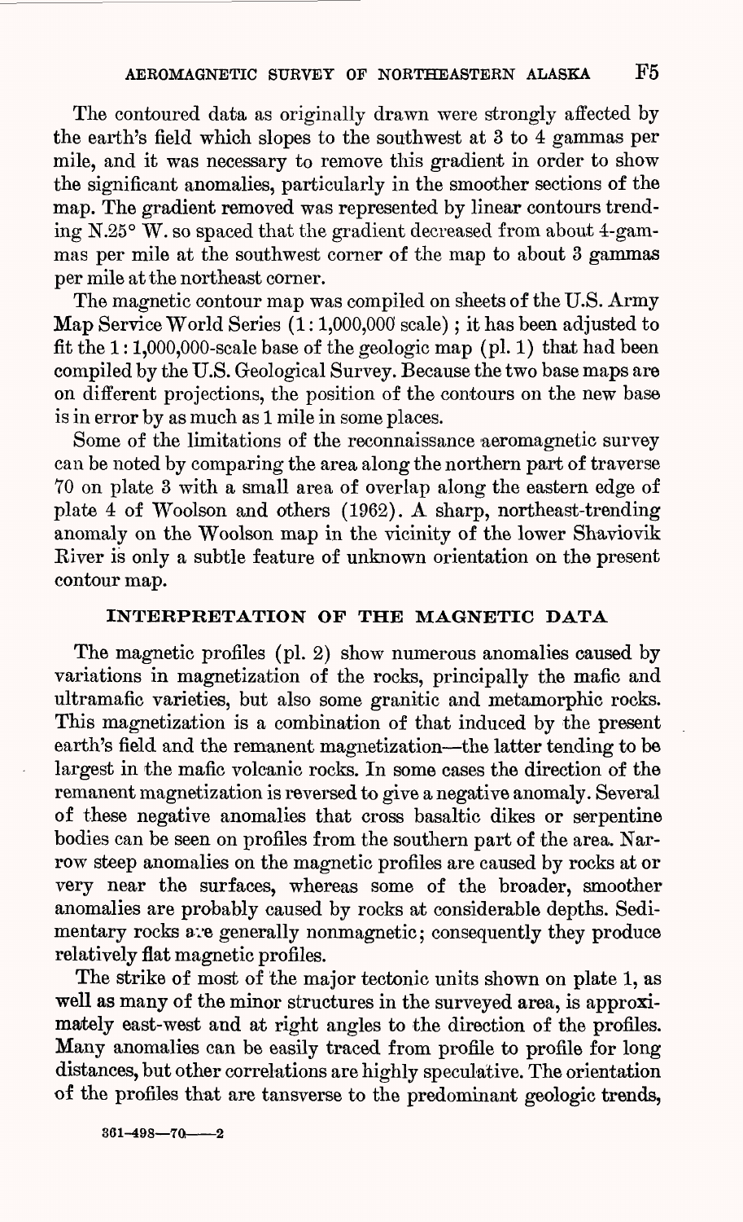The contoured data as originally drawn were strongly affected by the earth's field which slopes to the southwest at 3 to 4 gammas per mile, and it was necessary to remove this gradient in order to show the significant anomalies, particularly in the smoother sections of the map. The gradient removed was represented by linear contours trending N.25° W. so spaced that the gradient decreased from about 4-gammas per mile at the southwest corner of the map to about 3 gammas per mile at the northeast corner.

The magnetic contour map was compiled on sheets of the U.S. Army Map Service World Series (1:1,000,000 scale); it has been adjusted to fit the 1:1,000,000-scale base of the geologic map (pl. 1) that had been compiled by the U.S. Geological Survey. Because the two base maps are on different projections, the position of the contours on the new base is in error by as much as 1 mile in some places.

Some of the limitations of the reconnaissance aeromagnetic survey can be noted by comparing the area along the northern part of traverse 70 on plate 3 with a small area of overlap along the eastern edge of plate 4 of Woolson and others (1962). A sharp, northeast-trending anomaly on the Woolson map in the vicinity of the lower Shaviovik River is only a subtle feature of unknown orientation on the present contour map.

## INTERPRETATION OF THE MAGNETIC DATA

The magnetic profiles (pl. 2) show numerous anomalies caused by variations in magnetization of the rocks, principally the mafic and ultramafic varieties, but also some granitic and metamorphic rocks. This magnetization is a combination of that induced by the present earth's field and the remanent magnetization—the latter tending to be largest in the mafic volcanic rocks. In some cases the direction of the remanent magnetization is reversed to give a negative anomaly. Several of these negative anomalies that cross basaltic dikes or serpentine bodies can be seen on profiles from the southern part of the area. Narrow steep anomalies on the magnetic profiles are caused by rocks at or very near the surfaces, whereas some of the broader, smoother anomalies are probably caused by rocks at considerable depths. Sedimentary rocks are generally nonmagnetic; consequently they produce relatively flat magnetic profiles.

The strike of most of the major tectonic units shown on plate 1, as well as many of the minor structures in the surveyed area, is approximately east-west and at right angles to the direction of the profiles. Many anomalies can be easily traced from profile to profile for long distances, but other correlations are highly speculative. The orientation of the profiles that are tansverse to the predominant geologic trends,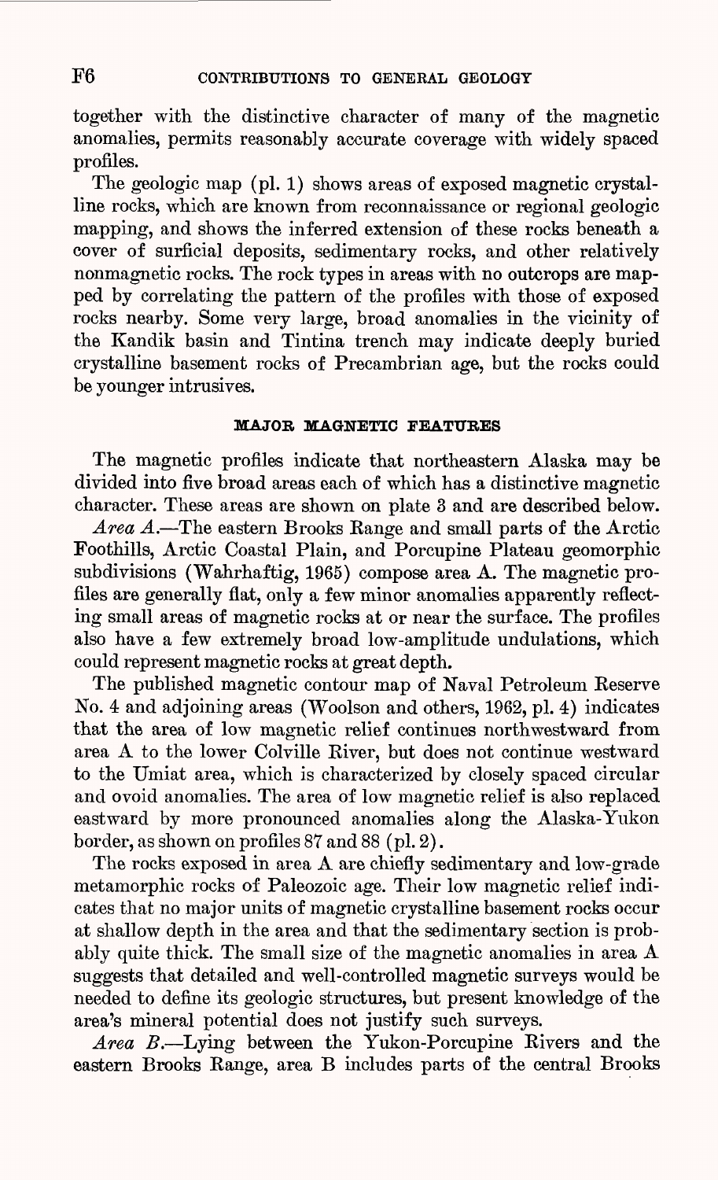together with the distinctive character of many of the magnetic anomalies, permits reasonably accurate coverage with widely spaced profiles.

The geologic map (pl. 1) shows areas of exposed magnetic crystalline rocks, which are known from reconnaissance or regional geologic mapping, and shows the inferred extension of these rocks beneath a cover of surficial deposits, sedimentary rocks, and other relatively nonmagnetic rocks. The rock types in areas with no outcrops are mapped by correlating the pattern of the profiles with those of exposed rocks nearby. Some very large, broad anomalies in the vicinity of the Kandik basin and Tintina trench may indicate deeply buried crystalline basement rocks of Precambrian age, but the rocks could be younger intrusives.

## MAJOR MAGNETIC FEATURES

The magnetic profiles indicate that northeastern Alaska may be divided into five broad areas each of which has a distinctive magnetic character. These areas are shown on plate 3 and are described below.

*Area A.*—The eastern Brooks Range and small parts of the Arctic Foothills, Arctic Coastal Plain, and Porcupine Plateau geomorphic subdivisions (Wahrhaftig, 1965) compose area A. The magnetic profiles are generally flat, only a few minor anomalies apparently reflecting small areas of magnetic rocks at or near the surface. The profiles also have a few extremely broad low-amplitude undulations, which could represent magnetic rocks at great depth.

The published magnetic contour map of Naval Petroleum Reserve No. 4 and adjoining areas (Woolson and others, 1962, pl. 4) indicates that the area of low magnetic relief continues northwestward from area A to the lower Colville River, but does not continue westward to the Umiat area, which is characterized by closely spaced circular and ovoid anomalies. The area of low magnetic relief is also replaced eastward by more pronounced anomalies along the Alaska-Yukon border, as shown on profiles 87 and 88 (pl. 2).

The rocks exposed in area A are chiefly sedimentary and low-grade metamorphic rocks of Paleozoic age. Their low magnetic relief indicates that no major units of magnetic crystalline basement rocks occur at shallow depth in the area and that the sedimentary section is probably quite thick. The small size of the magnetic anomalies in area A suggests that detailed and well-controlled magnetic surveys would be needed to define its geologic structures, but present knowledge of the area's mineral potential does not justify such surveys.

*Area B.*—Lying between the Yukon-Porcupine Rivers and the eastern Brooks Range, area B includes parts of the central Brooks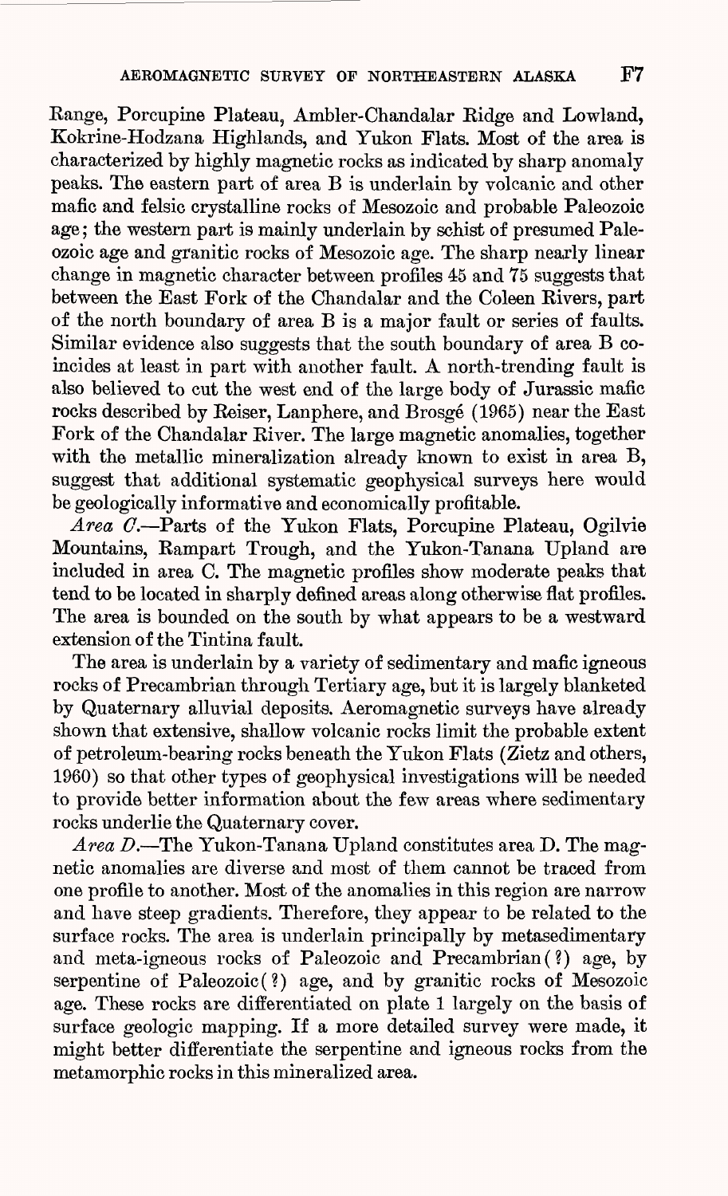Range, Porcupine Plateau, Ambler-Chandalar Ridge and Lowland, Kokrine-Hodzana Highlands, and Yukon Flats. Most of the area is characterized by highly magnetic rocks as indicated by sharp anomaly peaks. The eastern part of area B is underlain by volcanic and other mafic and felsic crystalline rocks of Mesozoic and probable Paleozoic age; the western part is mainly underlain by schist of presumed Paleozoic age and granitic rocks of Mesozoic age. The sharp nearly linear change in magnetic character between profiles 45 and 75 suggests that between the East Fork of the Chandalar and the Coleen Rivers, part of the north boundary of area B is a major fault or series of faults. Similar evidence also suggests that the south boundary of area B coincides at least in part with another fault. A north-trending fault is also believed to cut the west end of the large body of Jurassic mafic rocks described by Reiser, Lanphere, and Brosgé (1965) near the East Fork of the Chandalar River. The large magnetic anomalies, together with the metallic mineralization already known to exist in area B, suggest that additional systematic geophysical surveys here would be geologically informative and economically profitable.

*Area C.*—Parts of the Yukon Flats, Porcupine Plateau, Ogilvie Mountains, Rampart Trough, and the Yukon-Tanana Upland are included in area C. The magnetic profiles show moderate peaks that tend to be located in sharply defined areas along otherwise flat profiles. The area is bounded on the south by what appears to be a westward extension of the Tintina fault.

The area is underlain by a variety of sedimentary and mafic igneous rocks of Precambrian through Tertiary age, but it is largely blanketed by Quaternary alluvial deposits. Aeromagnetic surveys have already shown that extensive, shallow volcanic rocks limit the probable extent of petroleum-bearing rocks beneath the Yukon Flats (Zietz and others, 1960) so that other types of geophysical investigations will be needed to provide better information about the few areas where sedimentary rocks underlie the Quaternary cover.

*Area D.*—The Yukon-Tanana Upland constitutes area D. The magnetic anomalies are diverse and most of them cannot be traced from one profile to another. Most of the anomalies in this region are narrow and have steep gradients. Therefore, they appear to be related to the surface rocks. The area is underlain principally by metasedimentary and meta-igneous rocks of Paleozoic and Precambrian(?) age, by serpentine of Paleozoic(?) age, and by granitic rocks of Mesozoic age. These rocks are differentiated on plate 1 largely on the basis of surface geologic mapping. If a more detailed survey were made, it might better differentiate the serpentine and igneous rocks from the metamorphic rocks in this mineralized area.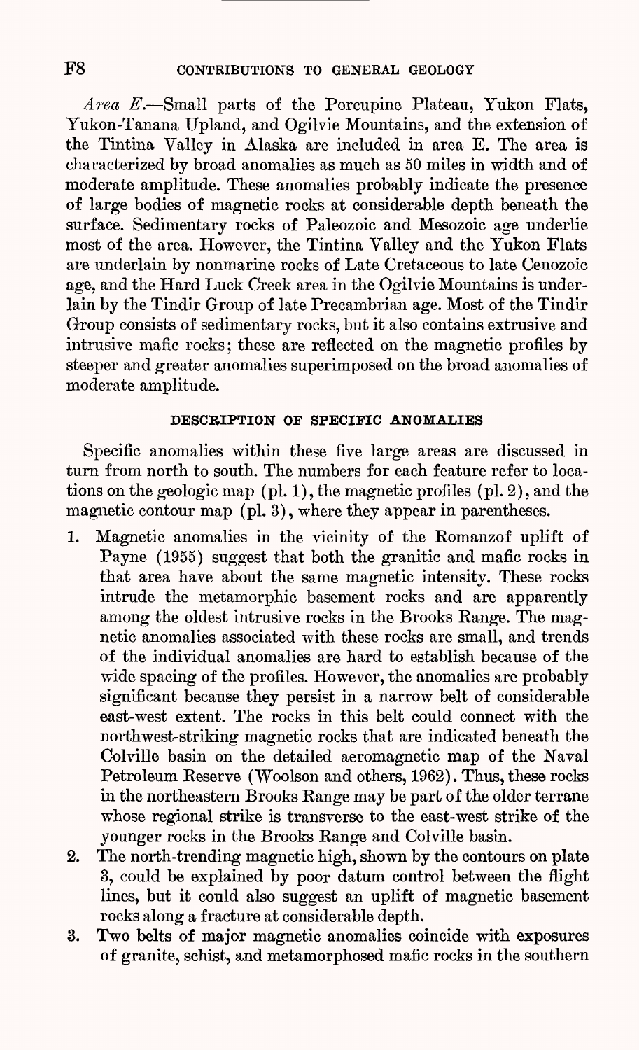*Area E*.—Small parts of the Porcupine Plateau, Yukon Flats, Yukon-Tanana Upland, and Ogilvie Mountains, and the extension of the Tintina Valley in Alaska are included in area E. The area is characterized by broad anomalies as much as 50 miles in width and of moderate amplitude. These anomalies probably indicate the presence of large bodies of magnetic rocks at considerable depth beneath the surface. Sedimentary rocks of Paleozoic and Mesozoic age underlie most of the area. However, the Tintina Valley and the Yukon Flats are underlain by nonmarine rocks of Late Cretaceous to late Cenozoic age, and the Hard Luck Creek area in the Ogilvie Mountains is underlain by the Tindir Group of late Precambrian age. Most of the Tindir Group consists of sedimentary rocks, but it also contains extrusive and intrusive mafic rocks; these are reflected on the magnetic profiles by steeper and greater anomalies superimposed on the broad anomalies of moderate amplitude.

## DESCRIPTION OF SPECIFIC ANOMALIES

Specific anomalies within these five large areas are discussed in turn from north to south. The numbers for each feature refer to locations on the geologic map (pl. 1), the magnetic profiles (pl. 2), and the magnetic contour map (pl. 3), where they appear in parentheses.

1. Magnetic anomalies in the vicinity of the Romanzof uplift of Payne (1955) suggest that both the granitic and mafic rocks in that area have about the same magnetic intensity. These rocks intrude the metamorphic basement rocks and are apparently among the oldest intrusive rocks in the Brooks Range. The magnetic anomalies associated with these rocks are small, and trends of the individual anomalies are hard to establish because of the wide spacing of the profiles. However, the anomalies are probably significant because they persist in a narrow belt of considerable east-west extent. The rocks in this belt could connect with the northwest-striking magnetic rocks that are indicated beneath the Colville basin on the detailed aeromagnetic map of the Naval Petroleum Reserve (Woolson and others, 1962). Thus, these rocks in the northeastern Brooks Range may be part of the older terrane whose regional strike is transverse to the east-west strike of the younger rocks in the Brooks Range and Colville basin.
2. The north-trending magnetic high, shown by the contours on plate 3, could be explained by poor datum control between the flight lines, but it could also suggest an uplift of magnetic basement rocks along a fracture at considerable depth.
3. Two belts of major magnetic anomalies coincide with exposures of granite, schist, and metamorphosed mafic rocks in the southern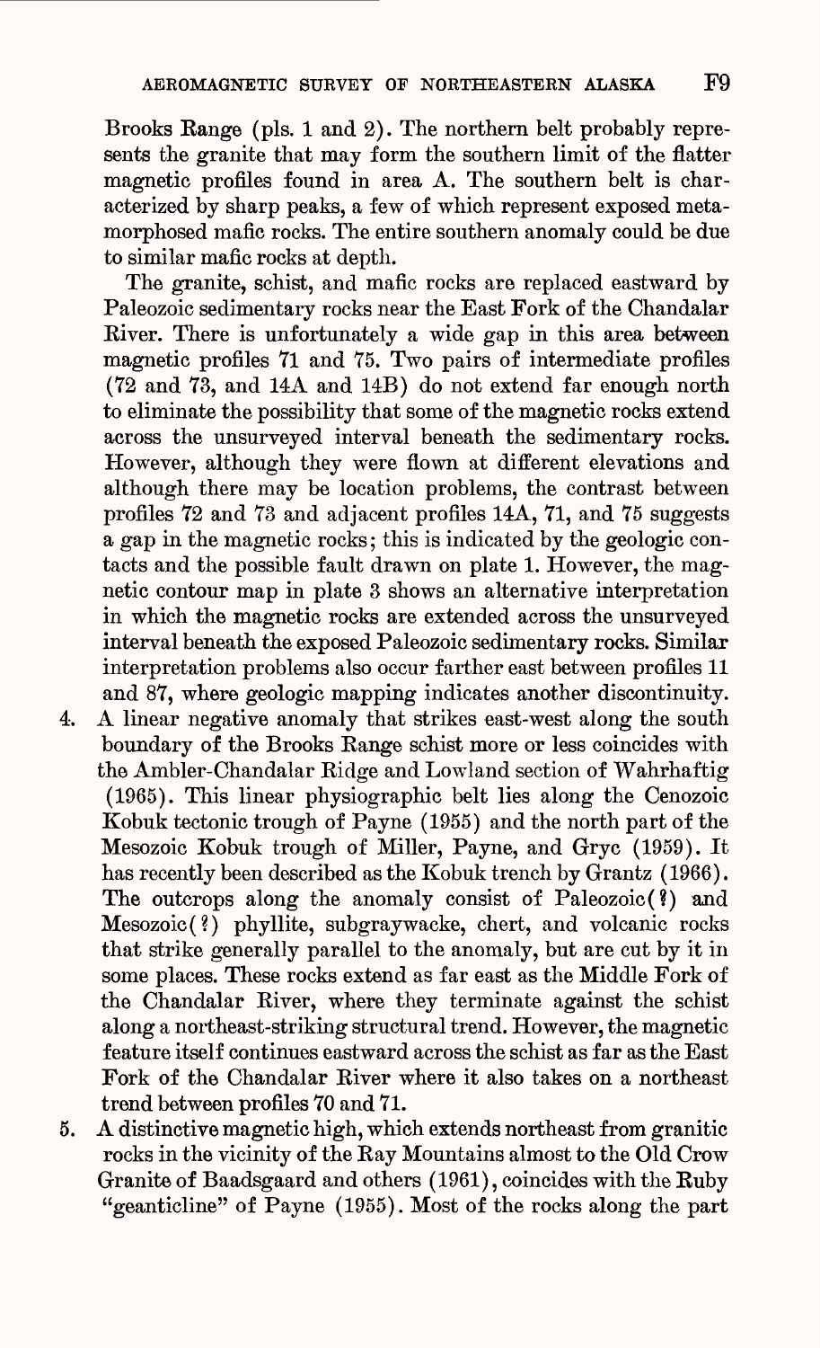Brooks Range (pls. 1 and 2). The northern belt probably represents the granite that may form the southern limit of the flatter magnetic profiles found in area A. The southern belt is characterized by sharp peaks, a few of which represent exposed metamorphosed mafic rocks. The entire southern anomaly could be due to similar mafic rocks at depth.

The granite, schist, and mafic rocks are replaced eastward by Paleozoic sedimentary rocks near the East Fork of the Chandalar River. There is unfortunately a wide gap in this area between magnetic profiles 71 and 75. Two pairs of intermediate profiles (72 and 73, and 14A and 14B) do not extend far enough north to eliminate the possibility that some of the magnetic rocks extend across the unsurveyed interval beneath the sedimentary rocks. However, although they were flown at different elevations and although there may be location problems, the contrast between profiles 72 and 73 and adjacent profiles 14A, 71, and 75 suggests a gap in the magnetic rocks; this is indicated by the geologic contacts and the possible fault drawn on plate 1. However, the magnetic contour map in plate 3 shows an alternative interpretation in which the magnetic rocks are extended across the unsurveyed interval beneath the exposed Paleozoic sedimentary rocks. Similar interpretation problems also occur farther east between profiles 11 and 87, where geologic mapping indicates another discontinuity.

4. A linear negative anomaly that strikes east-west along the south boundary of the Brooks Range schist more or less coincides with the Ambler-Chandalar Ridge and Lowland section of Wahrhaftig (1965). This linear physiographic belt lies along the Cenozoic Kobuk tectonic trough of Payne (1955) and the north part of the Mesozoic Kobuk trough of Miller, Payne, and Gryc (1959). It has recently been described as the Kobuk trench by Grantz (1966). The outcrops along the anomaly consist of Paleozoic(?) and Mesozoic(?) phyllite, subgraywacke, chert, and volcanic rocks that strike generally parallel to the anomaly, but are cut by it in some places. These rocks extend as far east as the Middle Fork of the Chandalar River, where they terminate against the schist along a northeast-striking structural trend. However, the magnetic feature itself continues eastward across the schist as far as the East Fork of the Chandalar River where it also takes on a northeast trend between profiles 70 and 71.
5. A distinctive magnetic high, which extends northeast from granitic rocks in the vicinity of the Ray Mountains almost to the Old Crow Granite of Baadsgaard and others (1961), coincides with the Ruby "geanticline" of Payne (1955). Most of the rocks along the part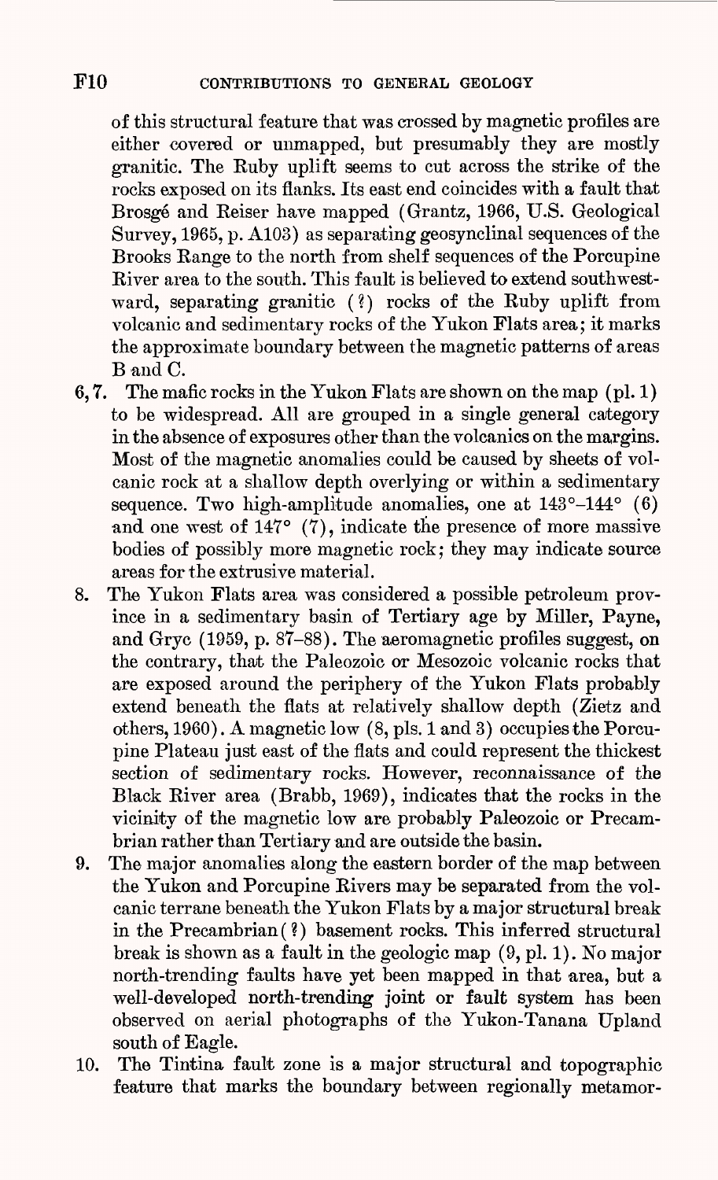of this structural feature that was crossed by magnetic profiles are either covered or unmapped, but presumably they are mostly granitic. The Ruby uplift seems to cut across the strike of the rocks exposed on its flanks. Its east end coincides with a fault that Brosgé and Reiser have mapped (Grantz, 1966, U.S. Geological Survey, 1965, p. A103) as separating geosynclinal sequences of the Brooks Range to the north from shelf sequences of the Porcupine River area to the south. This fault is believed to extend southwestward, separating granitic (?) rocks of the Ruby uplift from volcanic and sedimentary rocks of the Yukon Flats area; it marks the approximate boundary between the magnetic patterns of areas B and C.

6, 7. The mafic rocks in the Yukon Flats are shown on the map (pl. 1) to be widespread. All are grouped in a single general category in the absence of exposures other than the volcanics on the margins. Most of the magnetic anomalies could be caused by sheets of volcanic rock at a shallow depth overlying or within a sedimentary sequence. Two high-amplitude anomalies, one at 143°–144° (6) and one west of 147° (7), indicate the presence of more massive bodies of possibly more magnetic rock; they may indicate source areas for the extrusive material.

8. The Yukon Flats area was considered a possible petroleum province in a sedimentary basin of Tertiary age by Miller, Payne, and Gryc (1959, p. 87–88). The aeromagnetic profiles suggest, on the contrary, that the Paleozoic or Mesozoic volcanic rocks that are exposed around the periphery of the Yukon Flats probably extend beneath the flats at relatively shallow depth (Zietz and others, 1960). A magnetic low (8, pls. 1 and 3) occupies the Porcupine Plateau just east of the flats and could represent the thickest section of sedimentary rocks. However, reconnaissance of the Black River area (Brabb, 1969), indicates that the rocks in the vicinity of the magnetic low are probably Paleozoic or Precambrian rather than Tertiary and are outside the basin.

9. The major anomalies along the eastern border of the map between the Yukon and Porcupine Rivers may be separated from the volcanic terrane beneath the Yukon Flats by a major structural break in the Precambrian (?) basement rocks. This inferred structural break is shown as a fault in the geologic map (9, pl. 1). No major north-trending faults have yet been mapped in that area, but a well-developed north-trending joint or fault system has been observed on aerial photographs of the Yukon-Tanana Upland south of Eagle.

10. The Tintina fault zone is a major structural and topographic feature that marks the boundary between regionally metamor-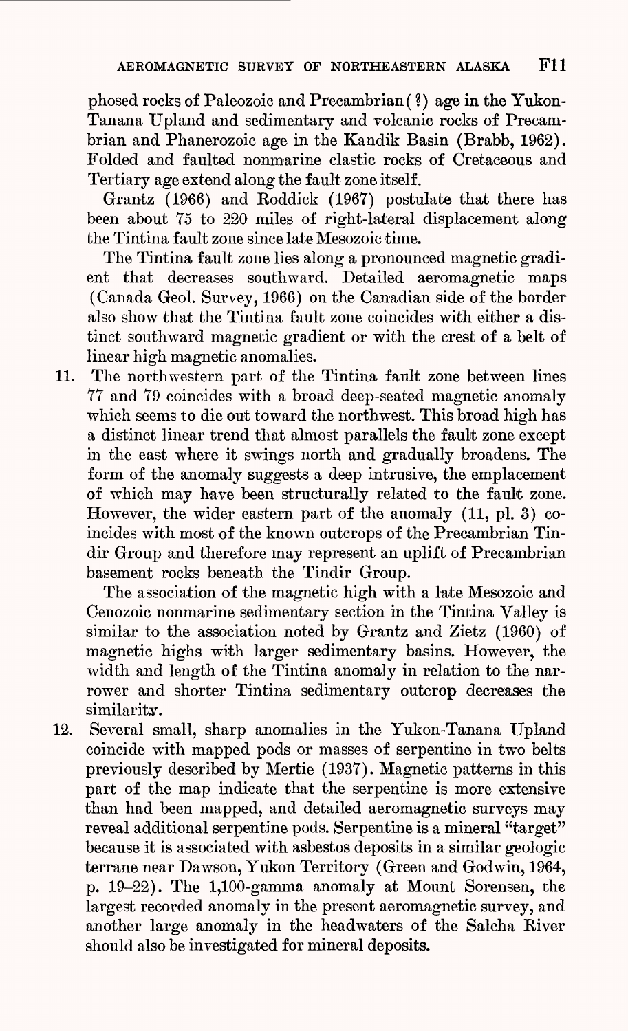phosed rocks of Paleozoic and Precambrian (?) age in the Yukon-Tanana Upland and sedimentary and volcanic rocks of Precambrian and Phanerozoic age in the Kandik Basin (Brabb, 1962). Folded and faulted nonmarine clastic rocks of Cretaceous and Tertiary age extend along the fault zone itself.

Grantz (1966) and Roddick (1967) postulate that there has been about 75 to 220 miles of right-lateral displacement along the Tintina fault zone since late Mesozoic time.

The Tintina fault zone lies along a pronounced magnetic gradient that decreases southward. Detailed aeromagnetic maps (Canada Geol. Survey, 1966) on the Canadian side of the border also show that the Tintina fault zone coincides with either a distinct southward magnetic gradient or with the crest of a belt of linear high magnetic anomalies.

11. The northwestern part of the Tintina fault zone between lines 77 and 79 coincides with a broad deep-seated magnetic anomaly which seems to die out toward the northwest. This broad high has a distinct linear trend that almost parallels the fault zone except in the east where it swings north and gradually broadens. The form of the anomaly suggests a deep intrusive, the emplacement of which may have been structurally related to the fault zone. However, the wider eastern part of the anomaly (11, pl. 3) coincides with most of the known outcrops of the Precambrian Tindir Group and therefore may represent an uplift of Precambrian basement rocks beneath the Tindir Group.

    The association of the magnetic high with a late Mesozoic and Cenozoic nonmarine sedimentary section in the Tintina Valley is similar to the association noted by Grantz and Zietz (1960) of magnetic highs with larger sedimentary basins. However, the width and length of the Tintina anomaly in relation to the narrower and shorter Tintina sedimentary outcrop decreases the similarity.

12. Several small, sharp anomalies in the Yukon-Tanana Upland coincide with mapped pods or masses of serpentine in two belts previously described by Mertie (1937). Magnetic patterns in this part of the map indicate that the serpentine is more extensive than had been mapped, and detailed aeromagnetic surveys may reveal additional serpentine pods. Serpentine is a mineral "target" because it is associated with asbestos deposits in a similar geologic terrane near Dawson, Yukon Territory (Green and Godwin, 1964, p. 19–22). The 1,100-gamma anomaly at Mount Sorensen, the largest recorded anomaly in the present aeromagnetic survey, and another large anomaly in the headwaters of the Salcha River should also be investigated for mineral deposits.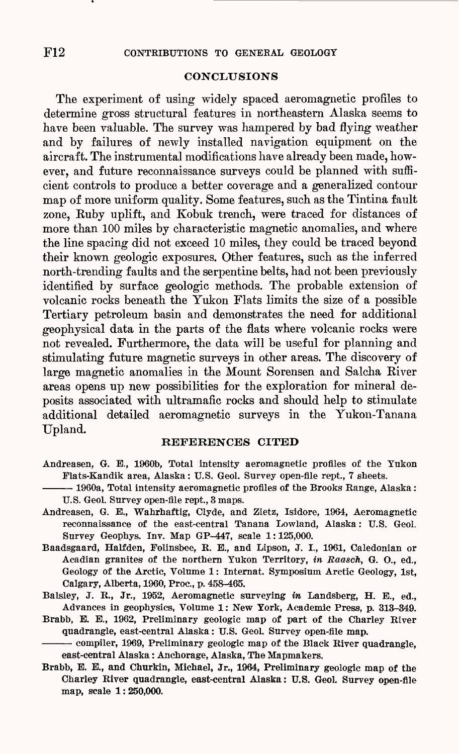## CONCLUSIONS

The experiment of using widely spaced aeromagnetic profiles to determine gross structural features in northeastern Alaska seems to have been valuable. The survey was hampered by bad flying weather and by failures of newly installed navigation equipment on the aircraft. The instrumental modifications have already been made, however, and future reconnaissance surveys could be planned with sufficient controls to produce a better coverage and a generalized contour map of more uniform quality. Some features, such as the Tintina fault zone, Ruby uplift, and Kobuk trench, were traced for distances of more than 100 miles by characteristic magnetic anomalies, and where the line spacing did not exceed 10 miles, they could be traced beyond their known geologic exposures. Other features, such as the inferred north-trending faults and the serpentine belts, had not been previously identified by surface geologic methods. The probable extension of volcanic rocks beneath the Yukon Flats limits the size of a possible Tertiary petroleum basin and demonstrates the need for additional geophysical data in the parts of the flats where volcanic rocks were not revealed. Furthermore, the data will be useful for planning and stimulating future magnetic surveys in other areas. The discovery of large magnetic anomalies in the Mount Sorensen and Salcha River areas opens up new possibilities for the exploration for mineral deposits associated with ultramafic rocks and should help to stimulate additional detailed aeromagnetic surveys in the Yukon-Tanana Upland.

## REFERENCES CITED

Andreasen, G. E., 1960b, Total intensity aeromagnetic profiles of the Yukon Flats-Kandik area, Alaska: U.S. Geol. Survey open-file rept., 7 sheets.

——— 1960a, Total intensity aeromagnetic profiles of the Brooks Range, Alaska: U.S. Geol. Survey open-file rept., 3 maps.

Andreasen, G. E., Wahrhaftig, Clyde, and Zietz, Isidore, 1964, Aeromagnetic reconnaissance of the east-central Tanana Lowland, Alaska: U.S. Geol. Survey Geophys. Inv. Map GP-447, scale 1:125,000.

Baadsgaard, Halfden, Folinsbee, R. E., and Lipson, J. I., 1961, Caledonian or Acadian granites of the northern Yukon Territory, *in Raasch*, G. O., ed., Geology of the Arctic, Volume 1: Internat. Symposium Arctic Geology, 1st, Calgary, Alberta, 1960, Proc., p. 458–465.

Balsley, J. R., Jr., 1952, Aeromagnetic surveying *in* Landsberg, H. E., ed., Advances in geophysics, Volume 1: New York, Academic Press, p. 313–349.

Brabb, E. E., 1962, Preliminary geologic map of part of the Charley River quadrangle, east-central Alaska: U.S. Geol. Survey open-file map.

——— compiler, 1969, Preliminary geologic map of the Black River quadrangle, east-central Alaska: Anchorage, Alaska, The Mapmakers.

Brabb, E. E., and Churkin, Michael, Jr., 1964, Preliminary geologic map of the Charley River quadrangle, east-central Alaska: U.S. Geol. Survey open-file map, scale 1:250,000.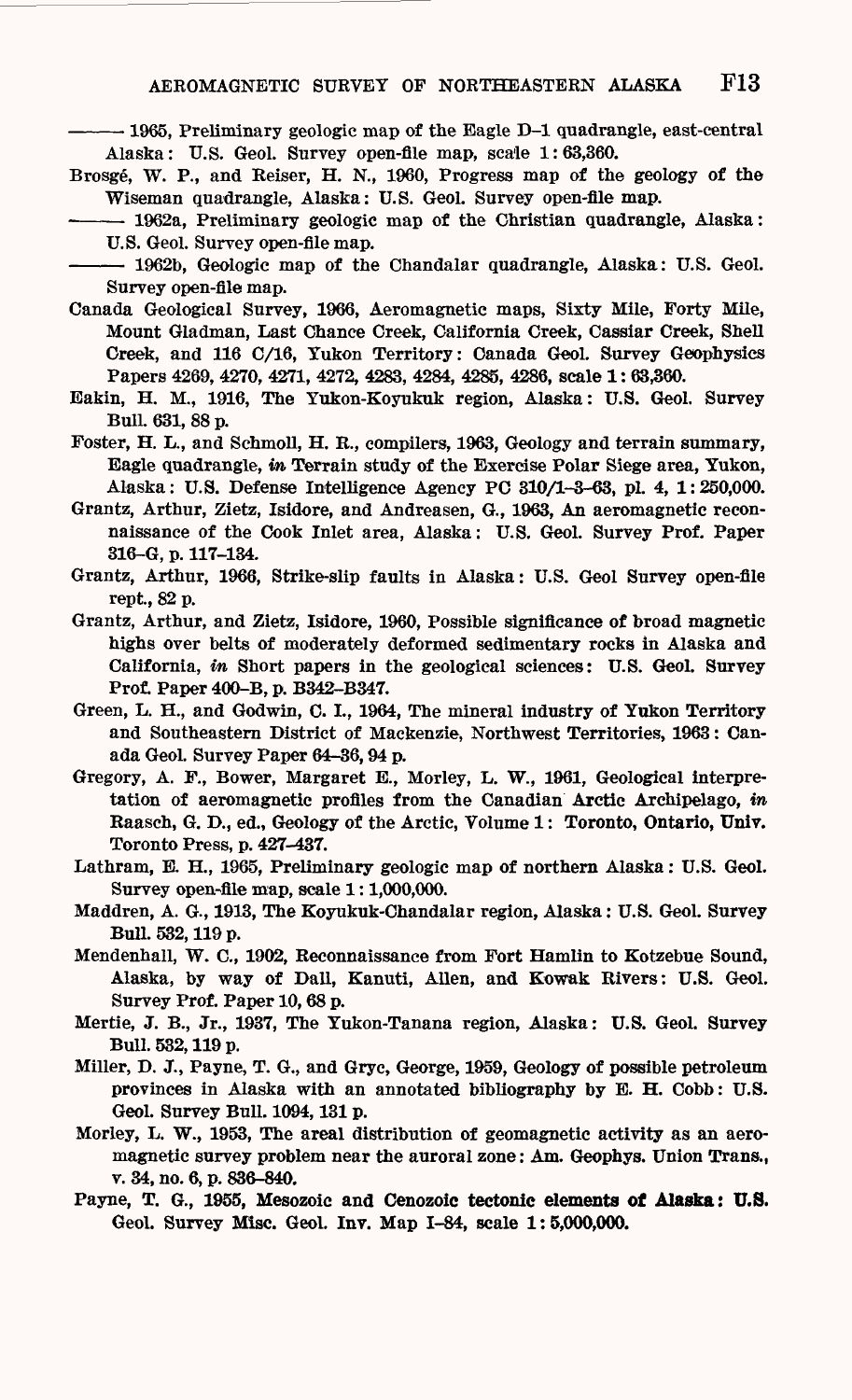——— 1965, Preliminary geologic map of the Eagle D–1 quadrangle, east-central Alaska: U.S. Geol. Survey open-file map, scale 1:63,360.

Brosgé, W. P., and Reiser, H. N., 1960, Progress map of the geology of the Wiseman quadrangle, Alaska: U.S. Geol. Survey open-file map.

——— 1962a, Preliminary geologic map of the Christian quadrangle, Alaska: U.S. Geol. Survey open-file map.

——— 1962b, Geologic map of the Chandalar quadrangle, Alaska: U.S. Geol. Survey open-file map.

Canada Geological Survey, 1966, Aeromagnetic maps, Sixty Mile, Forty Mile, Mount Gladman, Last Chance Creek, California Creek, Cassiar Creek, Shell Creek, and 116 C/16, Yukon Territory: Canada Geol. Survey Geophysics Papers 4269, 4270, 4271, 4272, 4283, 4284, 4285, 4286, scale 1:63,360.

Eakin, H. M., 1916, The Yukon-Koyukuk region, Alaska: U.S. Geol. Survey Bull. 631, 88 p.

Foster, H. L., and Schmoll, H. R., compilers, 1963, Geology and terrain summary, Eagle quadrangle, *in* Terrain study of the Exercise Polar Siege area, Yukon, Alaska: U.S. Defense Intelligence Agency PC 310/1–3–63, pl. 4, 1:250,000.

Grantz, Arthur, Zietz, Isidore, and Andreasen, G., 1963, An aeromagnetic reconnaissance of the Cook Inlet area, Alaska: U.S. Geol. Survey Prof. Paper 316–G, p. 117–134.

Grantz, Arthur, 1966, Strike-slip faults in Alaska: U.S. Geol Survey open-file rept., 82 p.

Grantz, Arthur, and Zietz, Isidore, 1960, Possible significance of broad magnetic highs over belts of moderately deformed sedimentary rocks in Alaska and California, *in* Short papers in the geological sciences: U.S. Geol. Survey Prof. Paper 400–B, p. B342–B347.

Green, L. H., and Godwin, C. I., 1964, The mineral industry of Yukon Territory and Southeastern District of Mackenzie, Northwest Territories, 1963: Canada Geol. Survey Paper 64–36, 94 p.

Gregory, A. F., Bower, Margaret E., Morley, L. W., 1961, Geological interpretation of aeromagnetic profiles from the Canadian Arctic Archipelago, *in* Raasch, G. D., ed., Geology of the Arctic, Volume 1: Toronto, Ontario, Univ. Toronto Press, p. 427–437.

Lathram, E. H., 1965, Preliminary geologic map of northern Alaska: U.S. Geol. Survey open-file map, scale 1:1,000,000.

Maddren, A. G., 1913, The Koyukuk-Chandalar region, Alaska: U.S. Geol. Survey Bull. 532, 119 p.

Mendenhall, W. C., 1902, Reconnaissance from Fort Hamlin to Kotzebue Sound, Alaska, by way of Dall, Kanuti, Allen, and Kowak Rivers: U.S. Geol. Survey Prof. Paper 10, 68 p.

Mertie, J. B., Jr., 1937, The Yukon-Tanana region, Alaska: U.S. Geol. Survey Bull. 532, 119 p.

Miller, D. J., Payne, T. G., and Gryc, George, 1959, Geology of possible petroleum provinces in Alaska with an annotated bibliography by E. H. Cobb: U.S. Geol. Survey Bull. 1094, 131 p.

Morley, L. W., 1953, The areal distribution of geomagnetic activity as an aeromagnetic survey problem near the auroral zone: Am. Geophys. Union Trans., v. 34, no. 6, p. 836–840.

Payne, T. G., 1955, Mesozoic and Cenozoic tectonic elements of Alaska: U.S. Geol. Survey Misc. Geol. Inv. Map I–84, scale 1:5,000,000.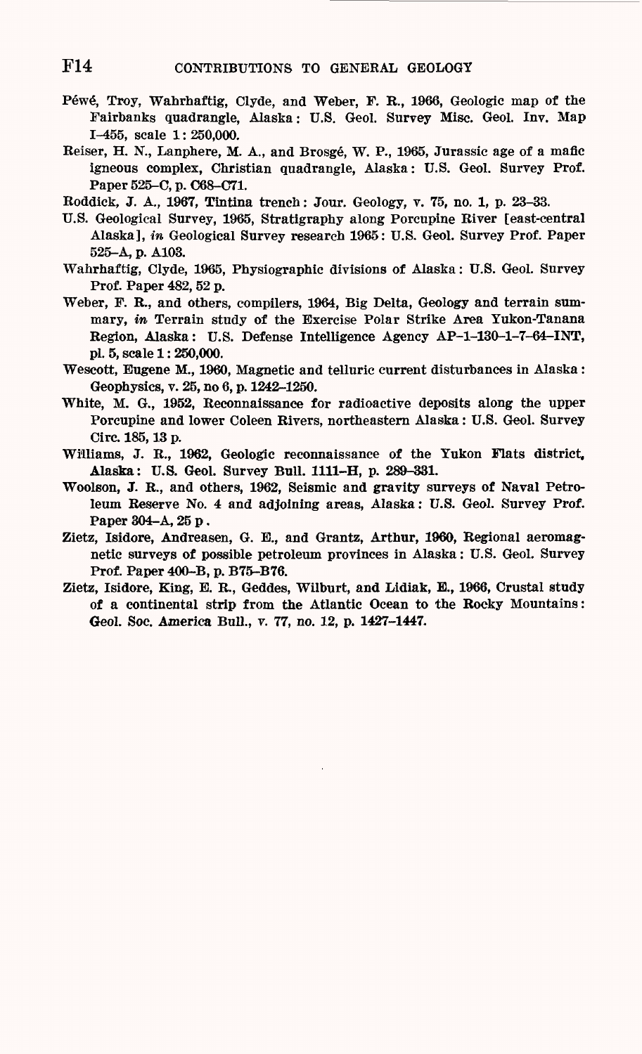Péwé, Troy, Wahrhaftig, Clyde, and Weber, F. R., 1966, Geologic map of the Fairbanks quadrangle, Alaska: U.S. Geol. Survey Misc. Geol. Inv. Map I-455, scale 1:250,000.

Reiser, H. N., Lanphere, M. A., and Brosgé, W. P., 1965, Jurassic age of a mafic igneous complex, Christian quadrangle, Alaska: U.S. Geol. Survey Prof. Paper 525-C, p. C68-C71.

Roddick, J. A., 1967, Tintina trench: Jour. Geology, v. 75, no. 1, p. 23-33.

U.S. Geological Survey, 1965, Stratigraphy along Porcupine River [east-central Alaska], *in* Geological Survey research 1965: U.S. Geol. Survey Prof. Paper 525-A, p. A103.

Wahrhaftig, Clyde, 1965, Physiographic divisions of Alaska: U.S. Geol. Survey Prof. Paper 482, 52 p.

Weber, F. R., and others, compilers, 1964, Big Delta, Geology and terrain summary, *in* Terrain study of the Exercise Polar Strike Area Yukon-Tanana Region, Alaska: U.S. Defense Intelligence Agency AP-1-130-1-7-64-INT, pl. 5, scale 1:250,000.

Wescott, Eugene M., 1960, Magnetic and telluric current disturbances in Alaska: Geophysics, v. 25, no 6, p. 1242-1250.

White, M. G., 1952, Reconnaissance for radioactive deposits along the upper Porcupine and lower Coleen Rivers, northeastern Alaska: U.S. Geol. Survey Circ. 185, 13 p.

Williams, J. R., 1962, Geologic reconnaissance of the Yukon Flats district, Alaska: U.S. Geol. Survey Bull. 1111-H, p. 289-331.

Woolson, J. R., and others, 1962, Seismic and gravity surveys of Naval Petroleum Reserve No. 4 and adjoining areas, Alaska: U.S. Geol. Survey Prof. Paper 304-A, 25 p.

Zietz, Isidore, Andreasen, G. E., and Grantz, Arthur, 1960, Regional aeromagnetic surveys of possible petroleum provinces in Alaska: U.S. Geol. Survey Prof. Paper 400-B, p. B75-B76.

Zietz, Isidore, King, E. R., Geddes, Wilburt, and Lidiak, E., 1966, Crustal study of a continental strip from the Atlantic Ocean to the Rocky Mountains: Geol. Soc. America Bull., v. 77, no. 12, p. 1427-1447.